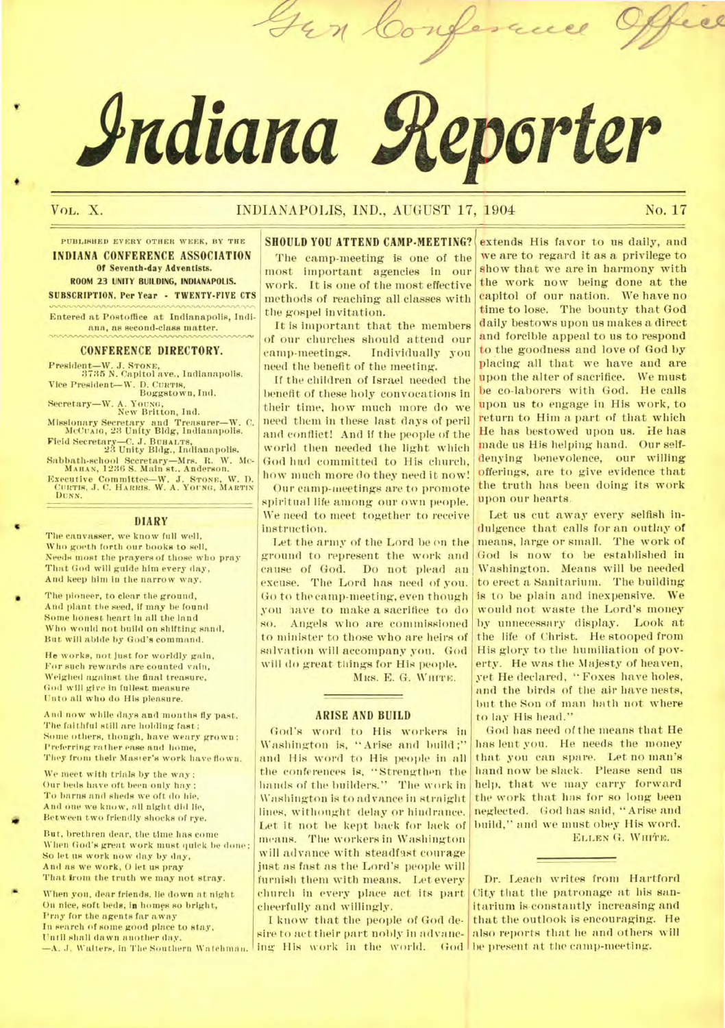Gen Conference Office

# Indiana Reporter

VOL. X. INDIANAPOLIS, IND., AUGUST 17, 1904 No. 17

PUBLISHED EVERY OTHER WEEK, BY THE
**INDIANA CONFERENCE ASSOCIATION**
**Of Seventh-day Adventists.**
**ROOM 23 UNITY BUILDING, INDIANAPOLIS.**
**SUBSCRIPTION, Per Year - TWENTY-FIVE CTS**

Entered at Postoffice at Indianapolis, Indiana, as second-class matter.

## CONFERENCE DIRECTORY.

President—W. J. STONE, 3735 N. Capitol ave., Indianapolis.
Vice President—W. D. CURTIS, Boggstown, Ind.
Secretary—W. A. YOUNG, New Britton, Ind.
Missionary Secretary and Treasurer—W. C. MCCUAIG, 23 Unity Bldg, Indianapolis.
Field Secretary—C. J. BUHALTS, 23 Unity Bldg., Indianapolis.
Sabbath-school Secretary—Mrs. R. W. McMAHAN, 1236 S. Main st., Anderson.
Executive Committee—W. J. STONE, W. D. CURTIS, J. C. HARRIS. W. A. YOUNG, MARTIN DUNN.

## DIARY

The canvasser, we know full well,
Who goeth forth our books to sell,
Needs most the prayers of those who pray
That God will guide him every day,
And keep him in the narrow way.

The pioneer, to clear the ground,
And plant the seed, if may be found
Some honest heart in all the land
Who would not build on shifting sand,
But will abide by God's command.

He works, not just for worldly gain,
For such rewards are counted vain,
Weighed against the final treasure,
God will give in fullest measure
Unto all who do His pleasure.

And now while days and months fly past,
The faithful still are holding fast;
Some others, though, have weary grown;
Preferring rather ease and home,
They from their Master's work have flown.

We meet with trials by the way;
Our beds have oft been only hay;
To barns and sheds we oft do hie,
And one we know, all night did lie,
Between two friendly shocks of rye.

But, brethren dear, the time has come
When God's great work must quick be done;
So let us work now day by day,
And as we work, O let us pray
That from the truth we may not stray.

When you, dear friends, lie down at night
On nice, soft beds, in homes so bright,
Pray for the agents far away
In search of some good place to stay,
Until shall dawn another day.

—A. J. Walters, in The Southern Watchman.

## SHOULD YOU ATTEND CAMP-MEETING?

The camp-meeting is one of the most important agencies in our work. It is one of the most effective methods of reaching all classes with the gospel invitation.

It is important that the members of our churches should attend our camp-meetings. Individually you need the benefit of the meeting.

If the children of Israel needed the benefit of these holy convocations in their time, how much more do we need them in these last days of peril and conflict! And if the people of the world then needed the light which God had committed to His church, how much more do they need it now!

Our camp-meetings are to promote spiritual life among our own people. We need to meet together to receive instruction.

Let the army of the Lord be on the ground to represent the work and cause of God. Do not plead an excuse. The Lord has need of you. Go to the camp-meeting, even though you have to make a sacrifice to do so. Angels who are commissioned to minister to those who are heirs of salvation will accompany you. God will do great things for His people.

MRS. E. G. WHITE.

## ARISE AND BUILD

God's word to His workers in Washington is, "Arise and build;" and His word to His people in all the conferences is, "Strengthen the hands of the builders." The work in Washington is to advance in straight lines, without delay or hindrance. Let it not be kept back for lack of means. The workers in Washington will advance with steadfast courage just as fast as the Lord's people will furnish them with means. Let every church in every place act its part cheerfully and willingly.

I know that the people of God desire to act their part nobly in advancing His work in the world. God extends His favor to us daily, and we are to regard it as a privilege to show that we are in harmony with the work now being done at the capitol of our nation. We have no time to lose. The bounty that God daily bestows upon us makes a direct and forcible appeal to us to respond to the goodness and love of God by placing all that we have and are upon the alter of sacrifice. We must be co-laborers with God. He calls upon us to engage in His work, to return to Him a part of that which He has bestowed upon us. He has made us His helping hand. Our self-denying benevolence, our willing offerings, are to give evidence that the truth has been doing its work upon our hearts.

Let us cut away every selfish indulgence that calls for an outlay of means, large or small. The work of God is now to be established in Washington. Means will be needed to erect a Sanitarium. The building is to be plain and inexpensive. We would not waste the Lord's money by unnecessary display. Look at the life of Christ. He stooped from His glory to the humiliation of poverty. He was the Majesty of heaven, yet He declared, "Foxes have holes, and the birds of the air have nests, but the Son of man hath not where to lay His head."

God has need of the means that He has lent you. He needs the money that you can spare. Let no man's hand now be slack. Please send us help, that we may carry forward the work that has for so long been neglected. God has said, "Arise and build," and we must obey His word.

ELLEN G. WHITE.

---

Dr. Leach writes from Hartford City that the patronage at his sanitarium is constantly increasing and that the outlook is encouraging. He also reports that he and others will be present at the camp-meeting.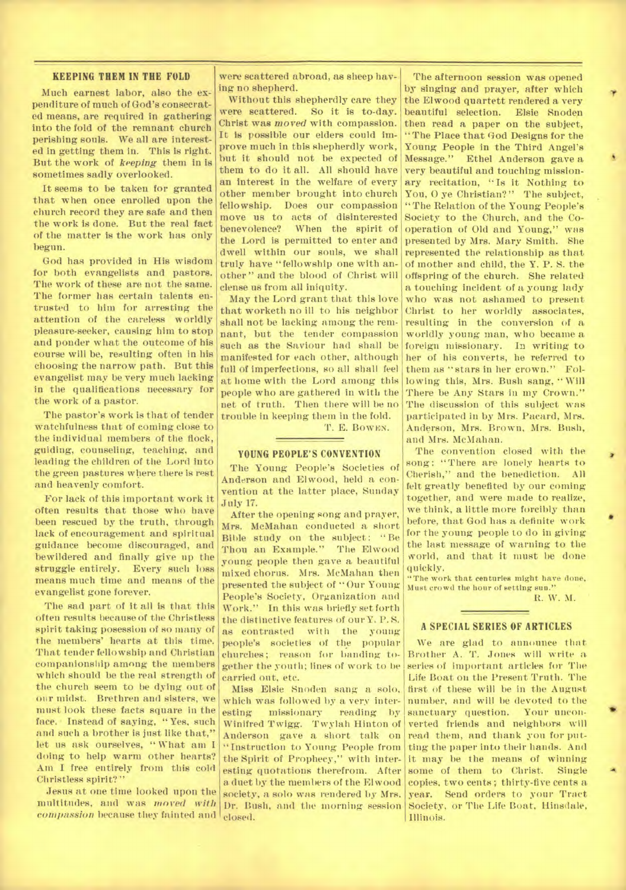## KEEPING THEM IN THE FOLD

Much earnest labor, also the expenditure of much of God's consecrated means, are required in gathering into the fold of the remnant church perishing souls. We all are interested in getting them in. This is right. But the work of *keeping* them in is sometimes sadly overlooked.

It seems to be taken for granted that when once enrolled upon the church record they are safe and then the work is done. But the real fact of the matter is the work has only begun.

God has provided in His wisdom for both evangelists and pastors. The work of these are not the same. The former has certain talents entrusted to him for arresting the attention of the careless worldly pleasure-seeker, causing him to stop and ponder what the outcome of his course will be, resulting often in his choosing the narrow path. But this evangelist may be very much lacking in the qualifications necessary for the work of a pastor.

The pastor's work is that of tender watchfulness that of coming close to the individual members of the flock, guiding, counseling, teaching, and leading the children of the Lord into the green pastures where there is rest and heavenly comfort.

For lack of this important work it often results that those who have been rescued by the truth, through lack of encouragement and spiritual guidance become discouraged, and bewildered and finally give up the struggle entirely. Every such loss means much time and means of the evangelist gone forever.

The sad part of it all is that this often results because of the Christless spirit taking posession of so many of the members' hearts at this time. That tender fellowship and Christian companionship among the members which should be the real strength of the church seem to be dying out of our midst. Brethren and sisters, we must look these facts square in the face. Instead of saying, "Yes, such and such a brother is just like that," let us ask ourselves, "What am I doing to help warm other hearts? Am I free entirely from this cold Christless spirit?"

Jesus at one time looked upon the multitudes, and was *moved with compassion* because they fainted and were scattered abroad, as sheep having no shepherd.

Without this shepherdly care they were scattered. So it is to-day. Christ was *moved* with compassion. It is possible our elders could improve much in this shepherdly work, but it should not be expected of them to do it all. All should have an interest in the welfare of every other member brought into church fellowship. Does our compassion move us to acts of disinterested benevolence? When the spirit of the Lord is permitted to enter and dwell within our souls, we shall truly have "fellowship one with another" and the blood of Christ will clense us from all iniquity.

May the Lord grant that this love that worketh no ill to his neighbor shall not be lacking among the remnant, but the tender compassion such as the Saviour had shall be manifested for each other, although full of imperfections, so all shall feel at home with the Lord among this people who are gathered in with the net of truth. Then there will be no trouble in keeping them in the fold.

T. E. BOWEN.

## YOUNG PEOPLE'S CONVENTION

The Young People's Societies of Anderson and Elwood, held a convention at the latter place, Sunday July 17.

After the opening song and prayer, Mrs. McMahan conducted a short Bible study on the subject: "Be Thou an Example." The Elwood young people then gave a beautiful mixed chorus. Mrs. McMahan then presented the subject of "Our Young People's Society, Organization and Work." In this was briefly set forth the distinctive features of our Y. P. S. as contrasted with the young people's societies of the popular churches; reason for banding together the youth; lines of work to be carried out, etc.

Miss Elsie Snoden sang a solo, which was followed by a very interesting missionary reading by Winifred Twigg. Twylah Hinton of Anderson gave a short talk on "Instruction to Young People from the Spirit of Prophecy," with interesting quotations therefrom. After a duet by the members of the Elwood society, a solo was rendered by Mrs. Dr. Bush, and the morning session closed.

The afternoon session was opened by singing and prayer, after which the Elwood quartett rendered a very beautiful selection. Elsie Snoden then read a paper on the subject, "The Place that God Designs for the Young People in the Third Angel's Message." Ethel Anderson gave a very beautiful and touching missionary recitation, "Is it Nothing to You, O ye Christian?" The subject, "The Relation of the Young People's Society to the Church, and the Cooperation of Old and Young," was presented by Mrs. Mary Smith. She represented the relationship as that of mother and child, the Y. P. S. the offspring of the church. She related a touching incident of a young lady who was not ashamed to present Christ to her worldly associates, resulting in the conversion of a worldly young man, who became a foreign missionary. In writing to her of his converts, he referred to them as "stars in her crown." Following this, Mrs. Bush sang, "Will There be Any Stars in my Crown." The discussion of this subject was participated in by Mrs. Pacard, Mrs. Anderson, Mrs. Brown, Mrs. Bush, and Mrs. McMahan.

The convention closed with the song: "There are lonely hearts to Cherish," and the benediction. All felt greatly benefited by our coming together, and were made to realize, we think, a little more forcibly than before, that God has a definite work for the young people to do in giving the last message of warning to the world, and that it must be done quickly.

"The work that centuries might have done,
Must crowd the hour of setting sun."

R. W. M.

## A SPECIAL SERIES OF ARTICLES

We are glad to announce that Brother A. T. Jones will write a series of important articles for The Life Boat on the Present Truth. The first of these will be in the August number, and will be devoted to the sanctuary question. Your unconverted friends and neighbors will read them, and thank you for putting the paper into their hands. And it may be the means of winning some of them to Christ. Single copies, two cents; thirty-five cents a year. Send orders to your Tract Society, or The Life Boat, Hinsdale, Illinois.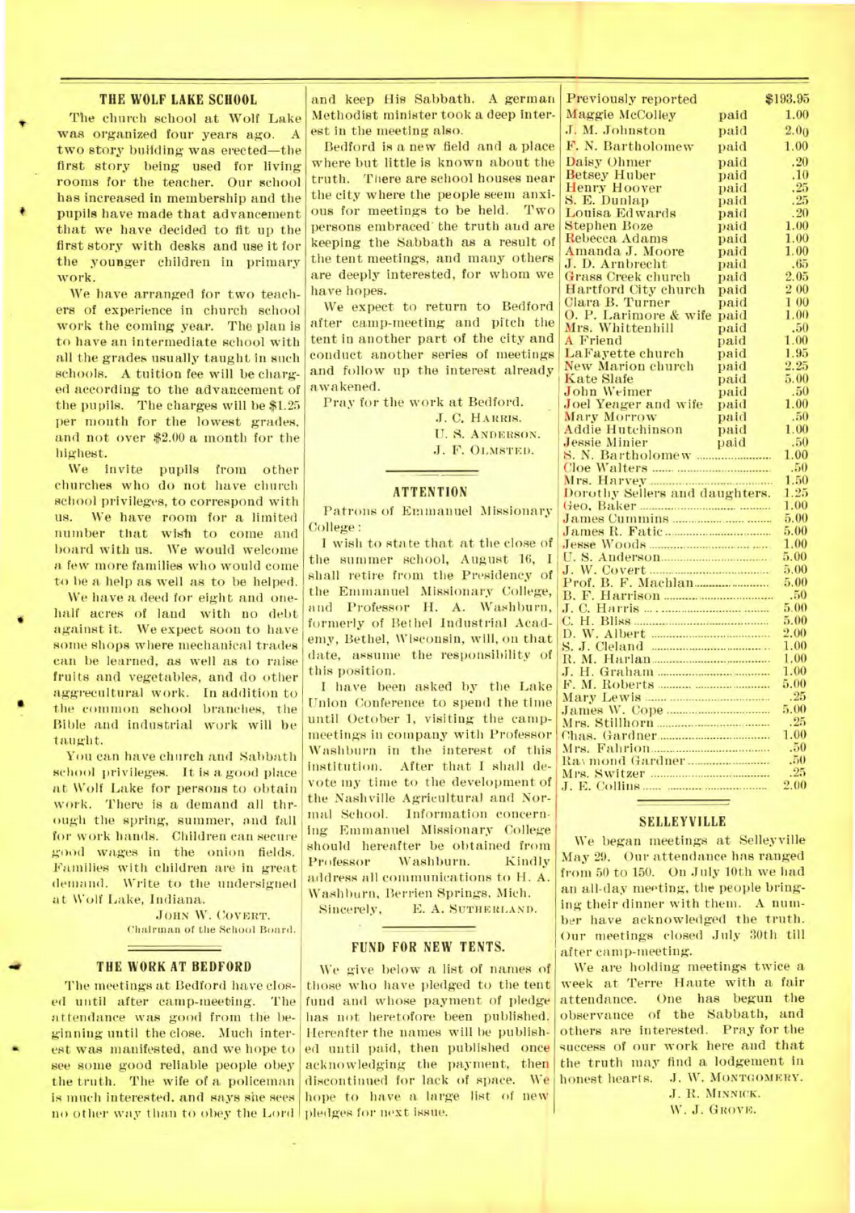## THE WOLF LAKE SCHOOL

The church school at Wolf Lake was organized four years ago. A two story building was erected—the first story being used for living rooms for the teacher. Our school has increased in membership and the pupils have made that advancement that we have decided to fit up the first story with desks and use it for the younger children in primary work.

We have arranged for two teachers of experience in church school work the coming year. The plan is to have an intermediate school with all the grades usually taught in such schools. A tuition fee will be charged according to the advancement of the pupils. The charges will be $1.25 per month for the lowest grades, and not over $2.00 a month for the highest.

We invite pupils from other churches who do not have church school privileges, to correspond with us. We have room for a limited number that wish to come and board with us. We would welcome a few more families who would come to be a help as well as to be helped.

We have a deed for eight and one-half acres of land with no debt against it. We expect soon to have some shops where mechanical trades can be learned, as well as to raise fruits and vegetables, and do other aggrecultural work. In addition to the common school branches, the Bible and industrial work will be taught.

You can have church and Sabbath school privileges. It is a good place at Wolf Lake for persons to obtain work. There is a demand all throough the spring, summer, and fall for work hands. Children can secure good wages in the onion fields. Families with children are in great demand. Write to the undersigned at Wolf Lake, Indiana.

JOHN W. COVERT.
Chairman of the School Board.

## THE WORK AT BEDFORD

The meetings at Bedford have closed until after camp-meeting. The attendance was good from the beginning until the close. Much interest was manifested, and we hope to see some good reliable people obey the truth. The wife of a policeman is much interested, and says she sees no other way than to obey the Lord and keep His Sabbath. A german Methodist minister took a deep interest in the meeting also.

Bedford is a new field and a place where but little is known about the truth. There are school houses near the city where the people seem anxious for meetings to be held. Two persons embraced the truth and are keeping the Sabbath as a result of the tent meetings, and many others are deeply interested, for whom we have hopes.

We expect to return to Bedford after camp-meeting and pitch the tent in another part of the city and conduct another series of meetings and follow up the interest already awakened.

Pray for the work at Bedford.

J. C. HARRIS.
U. S. ANDERSON.
J. F. OLMSTED.

## ATTENTION

Patrons of Emmanuel Missionary College:

I wish to state that at the close of the summer school, August 16, I shall retire from the Presidency of the Emmanuel Missionary College, and Professor H. A. Washburn, formerly of Bethel Industrial Academy, Bethel, Wisconsin, will, on that date, assume the responsibility of this position.

I have been asked by the Lake Union Conference to spend the time until October 1, visiting the camp-meetings in company with Professor Washburn in the interest of this institution. After that I shall devote my time to the development of the Nashville Agricultural and Normal School. Information concerning Emmanuel Missionary College should hereafter be obtained from Professor Washburn. Kindly address all communications to H. A. Washburn, Berrien Springs, Mich.

Sincerely, E. A. SUTHERLAND.

## FUND FOR NEW TENTS.

We give below a list of names of those who have pledged to the tent fund and whose payment of pledge has not heretofore been published. Hereafter the names will be published until paid, then published once acknowledging the payment, then discontinued for lack of space. We hope to have a large list of new pledges for next issue.

| | | |
|---|---|---|
| Previously reported | | $193.95 |
| Maggie McColley | paid | 1.00 |
| J. M. Johnston | paid | 2.00 |
| F. N. Bartholomew | paid | 1.00 |
| Daisy Ohmer | paid | .20 |
| Betsey Huber | paid | .10 |
| Henry Hoover | paid | .25 |
| S. E. Dunlap | paid | .25 |
| Louisa Edwards | paid | .20 |
| Stephen Boze | paid | 1.00 |
| Rebecca Adams | paid | 1.00 |
| Amanda J. Moore | paid | 1.00 |
| J. D. Arnbrecht | paid | .65 |
| Grass Creek church | paid | 2.05 |
| Hartford City church | paid | 2.00 |
| Clara B. Turner | paid | 1.00 |
| O. P. Larimore & wife | paid | 1.00 |
| Mrs. Whittenhill | paid | .50 |
| A Friend | paid | 1.00 |
| LaFayette church | paid | 1.95 |
| New Marion church | paid | 2.25 |
| Kate Slafe | paid | 5.00 |
| John Weimer | paid | .50 |
| Joel Yeager and wife | paid | 1.00 |
| Mary Morrow | paid | .50 |
| Addie Hutchinson | paid | 1.00 |
| Jessie Minier | paid | .50 |
| S. N. Bartholomew | | 1.00 |
| Cloe Walters | | .50 |
| Mrs. Harvey | | 1.50 |
| Dorothy Sellers and daughters. | | 1.25 |
| Geo. Baker | | 1.00 |
| James Cummins | | 5.00 |
| James R. Fatic | | 5.00 |
| Jesse Woods | | 1.00 |
| U. S. Anderson | | 5.00 |
| J. W. Covert | | 5.00 |
| Prof. B. F. Machlan | | 5.00 |
| B. F. Harrison | | .50 |
| J. C. Harris | | 5.00 |
| C. H. Bliss | | 5.00 |
| D. W. Albert | | 2.00 |
| S. J. Cleland | | 1.00 |
| R. M. Harlan | | 1.00 |
| J. H. Graham | | 1.00 |
| F. M. Roberts | | 5.00 |
| Mary Lewis | | .25 |
| James W. Cope | | 5.00 |
| Mrs. Stillhorn | | .25 |
| Chas. Gardner | | 1.00 |
| Mrs. Fahrion | | .50 |
| Raymond Gardner | | .50 |
| Mrs. Switzer | | .25 |
| J. E. Collins | | 2.00 |

## SELLEYVILLE

We began meetings at Selleyville May 29. Our attendance has ranged from 50 to 150. On July 10th we had an all-day meeting, the people bringing their dinner with them. A number have acknowledged the truth. Our meetings closed July 30th till after camp-meeting.

We are holding meetings twice a week at Terre Haute with a fair attendance. One has begun the observance of the Sabbath, and others are interested. Pray for the success of our work here and that the truth may find a lodgement in honest hearts.

J. W. MONTGOMERY.
J. R. MINNICK.
W. J. GROVE.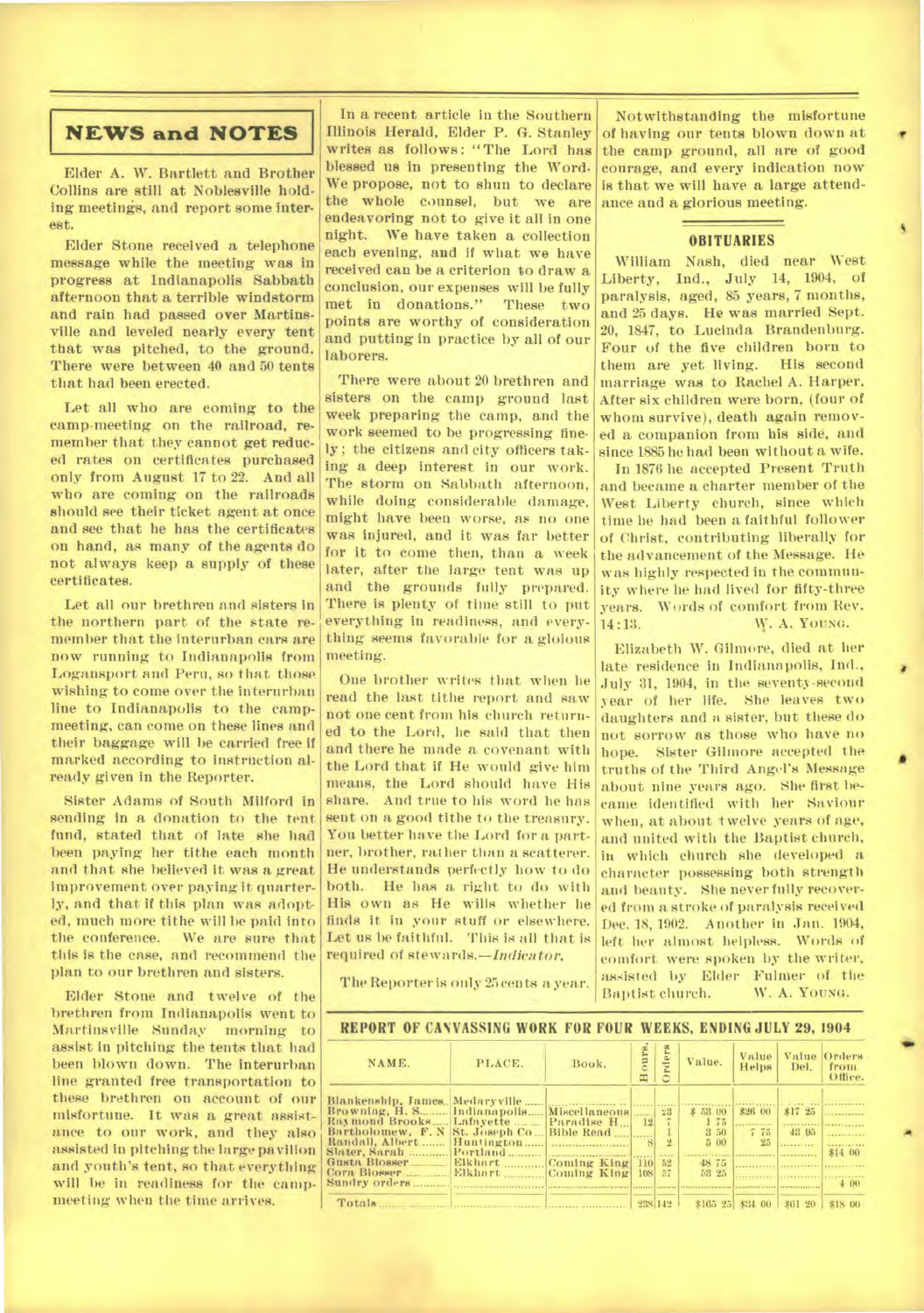## NEWS and NOTES

Elder A. W. Bartlett and Brother Collins are still at Noblesville holding meetings, and report some interest.

Elder Stone received a telephone message while the meeting was in progress at Indianapolis Sabbath afternoon that a terrible windstorm and rain had passed over Martinsville and leveled nearly every tent that was pitched, to the ground. There were between 40 and 50 tents that had been erected.

Let all who are coming to the camp-meeting on the railroad, remember that they cannot get reduced rates on certificates purchased only from August 17 to 22. And all who are coming on the railroads should see their ticket agent at once and see that he has the certificates on hand, as many of the agents do not always keep a supply of these certificates.

Let all our brethren and sisters in the northern part of the state remember that the interurban cars are now running to Indianapolis from Logansport and Peru, so that those wishing to come over the interurban line to Indianapolis to the camp-meeting, can come on these lines and their baggage will be carried free if marked according to instruction already given in the Reporter.

Sister Adams of South Milford in sending in a donation to the tent fund, stated that of late she had been paying her tithe each month and that she believed it was a great improvement over paying it quarterly, and that if this plan was adopted, much more tithe will be paid into the conference. We are sure that this is the case, and recommend the plan to our brethren and sisters.

Elder Stone and twelve of the brethren from Indianapolis went to Martinsville Sunday morning to assist in pitching the tents that had been blown down. The interurban line granted free transportation to these brethren on account of our misfortune. It was a great assistance to our work, and they also assisted in pitching the large pavilion and youth's tent, so that everything will be in readiness for the camp-meeting when the time arrives.

In a recent article in the Southern Illinois Herald, Elder P. G. Stanley writes as follows: "The Lord has blessed us in presenting the Word. We propose, not to shun to declare the whole counsel, but we are endeavoring not to give it all in one night. We have taken a collection each evening, and if what we have received can be a criterion to draw a conclusion, our expenses will be fully met in donations." These two points are worthy of consideration and putting in practice by all of our laborers.

There were about 20 brethren and sisters on the camp ground last week preparing the camp, and the work seemed to be progressing finely; the citizens and city officers taking a deep interest in our work. The storm on Sabbath afternoon, while doing considerable damage, might have been worse, as no one was injured, and it was far better for it to come then, than a week later, after the large tent was up and the grounds fully prepared. There is plenty of time still to put everything in readiness, and everything seems favorable for a gloious meeting.

One brother writes that when he read the last tithe report and saw not one cent from his church returned to the Lord, he said that then and there he made a covenant with the Lord that if He would give him means, the Lord should have His share. And true to his word he has sent on a good tithe to the treasury. You better have the Lord for a partner, brother, rather than a scatterer. He understands perfectly how to do both. He has a right to do with His own as He wills whether he finds it in your stuff or elsewhere. Let us be faithful. This is all that is required of stewards.—*Indicator.*

The Reporter is only 25 cents a year.

Notwithstanding the misfortune of having our tents blown down at the camp ground, all are of good courage, and every indication now is that we will have a large attendance and a glorious meeting.

### OBITUARIES

William Nash, died near West Liberty, Ind., July 14, 1904, of paralysis, aged, 85 years, 7 months, and 25 days. He was married Sept. 20, 1847, to Lucinda Brandenburg. Four of the five children born to them are yet living. His second marriage was to Rachel A. Harper. After six children were born, (four of whom survive), death again removed a companion from his side, and since 1885 he had been without a wife.

In 1876 he accepted Present Truth and became a charter member of the West Liberty church, since which time he had been a faithful follower of Christ, contributing liberally for the advancement of the Message. He was highly respected in the community where he had lived for fifty-three years. Words of comfort from Rev. 14:13. W. A. YOUNG.

Elizabeth W. Gilmore, died at her late residence in Indianapolis, Ind., July 31, 1904, in the seventy-second year of her life. She leaves two daughters and a sister, but these do not sorrow as those who have no hope. Sister Gilmore accepted the truths of the Third Angel's Message about nine years ago. She first became identified with her Saviour when, at about twelve years of age, and united with the Baptist church, in which church she developed a character possessing both strength and beauty. She never fully recovered from a stroke of paralysis received Dec. 18, 1902. Another in Jan. 1904, left her almost helpless. Words of comfort were spoken by the writer, assisted by Elder Fulmer of the Baptist church. W. A. YOUNG.

### REPORT OF CANVASSING WORK FOR FOUR WEEKS, ENDING JULY 29, 1904

| NAME. | PLACE. | Book. | Hours. | Orders | Value. | Value Helps | Value Del. | Orders from Office. |
|---|---|---|---|---|---|---|---|---|
| Blankenship, James. | Medaryville | | | | | | | |
| Browning, H. S. | Indianapolis | Miscellaneous | | 23 | $ 53 00 | $26 00 | $17 25 | |
| Raymond Brooks | Lafayette | Paradise H... | 12 | 7 | 1 75 | | | |
| Bartholomew, F. N | St. Joseph Co | Bible Read | | 1 | 3 50 | 7 75 | 43 95 | |
| Randall, Albert | Huntington | | 8 | 2 | 5 00 | 25 | | |
| Slater, Sarah | Portland | | | | | | | $14 00 |
| Gusta Blosser | Elkhart | Coming King | 110 | 52 | 48 75 | | | |
| Cora Blosser | Elkhart | Coming King | 108 | 57 | 53 25 | | | |
| Sundry orders | | | | | | | | 4 00 |
| Totals | | | 238 | 142 | $165 25 | $34 00 | $61 20 | $18 00 |